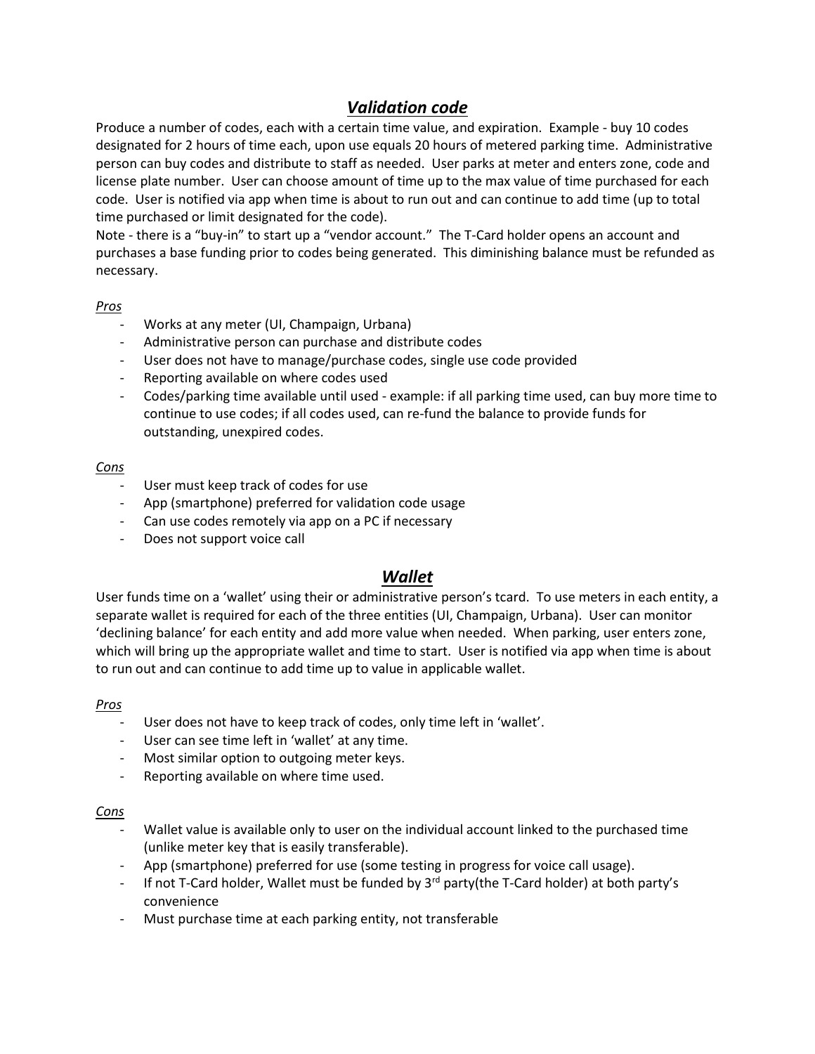## ***Validation code***

Produce a number of codes, each with a certain time value, and expiration. Example - buy 10 codes designated for 2 hours of time each, upon use equals 20 hours of metered parking time. Administrative person can buy codes and distribute to staff as needed. User parks at meter and enters zone, code and license plate number. User can choose amount of time up to the max value of time purchased for each code. User is notified via app when time is about to run out and can continue to add time (up to total time purchased or limit designated for the code).

Note - there is a "buy-in" to start up a "vendor account." The T-Card holder opens an account and purchases a base funding prior to codes being generated. This diminishing balance must be refunded as necessary.

*Pros*

- Works at any meter (UI, Champaign, Urbana)
- Administrative person can purchase and distribute codes
- User does not have to manage/purchase codes, single use code provided
- Reporting available on where codes used
- Codes/parking time available until used - example: if all parking time used, can buy more time to continue to use codes; if all codes used, can re-fund the balance to provide funds for outstanding, unexpired codes.

*Cons*

- User must keep track of codes for use
- App (smartphone) preferred for validation code usage
- Can use codes remotely via app on a PC if necessary
- Does not support voice call

## ***Wallet***

User funds time on a 'wallet' using their or administrative person's tcard. To use meters in each entity, a separate wallet is required for each of the three entities (UI, Champaign, Urbana). User can monitor 'declining balance' for each entity and add more value when needed. When parking, user enters zone, which will bring up the appropriate wallet and time to start. User is notified via app when time is about to run out and can continue to add time up to value in applicable wallet.

*Pros*

- User does not have to keep track of codes, only time left in 'wallet'.
- User can see time left in 'wallet' at any time.
- Most similar option to outgoing meter keys.
- Reporting available on where time used.

*Cons*

- Wallet value is available only to user on the individual account linked to the purchased time (unlike meter key that is easily transferable).
- App (smartphone) preferred for use (some testing in progress for voice call usage).
- If not T-Card holder, Wallet must be funded by 3rd party(the T-Card holder) at both party's convenience
- Must purchase time at each parking entity, not transferable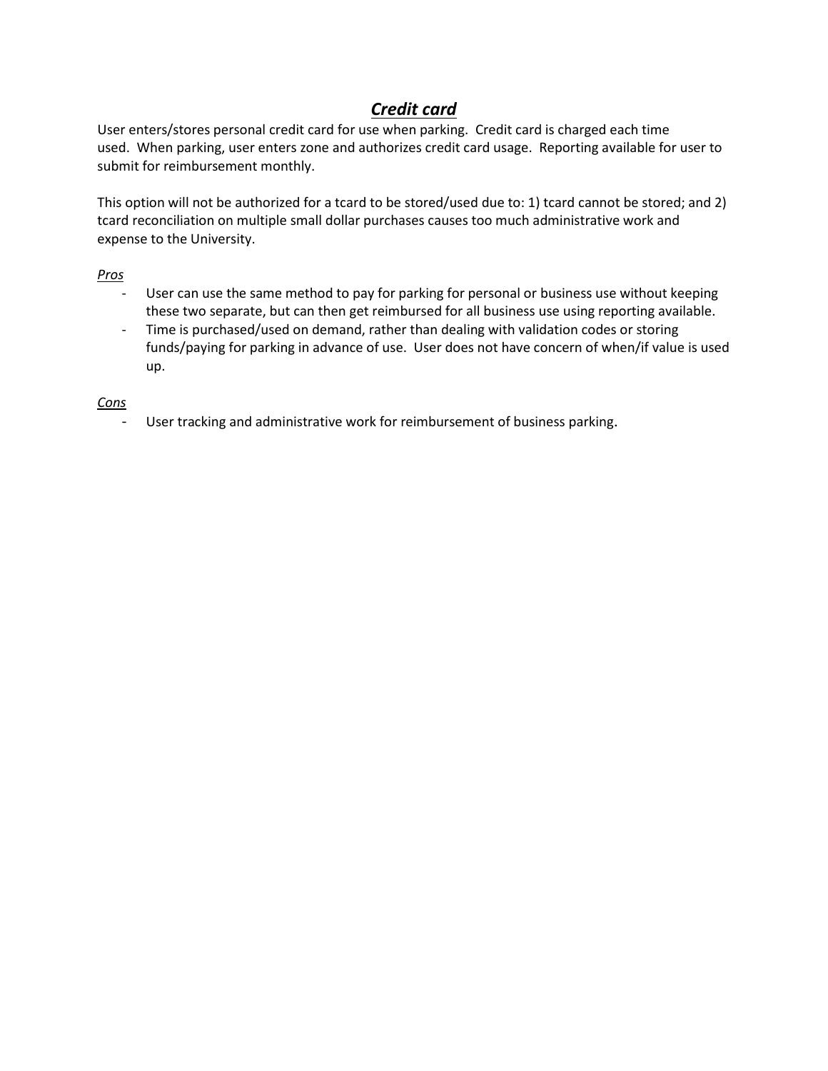## ***Credit card***

User enters/stores personal credit card for use when parking. Credit card is charged each time used. When parking, user enters zone and authorizes credit card usage. Reporting available for user to submit for reimbursement monthly.

This option will not be authorized for a tcard to be stored/used due to: 1) tcard cannot be stored; and 2) tcard reconciliation on multiple small dollar purchases causes too much administrative work and expense to the University.

*Pros*

- User can use the same method to pay for parking for personal or business use without keeping these two separate, but can then get reimbursed for all business use using reporting available.
- Time is purchased/used on demand, rather than dealing with validation codes or storing funds/paying for parking in advance of use. User does not have concern of when/if value is used up.

*Cons*

- User tracking and administrative work for reimbursement of business parking.